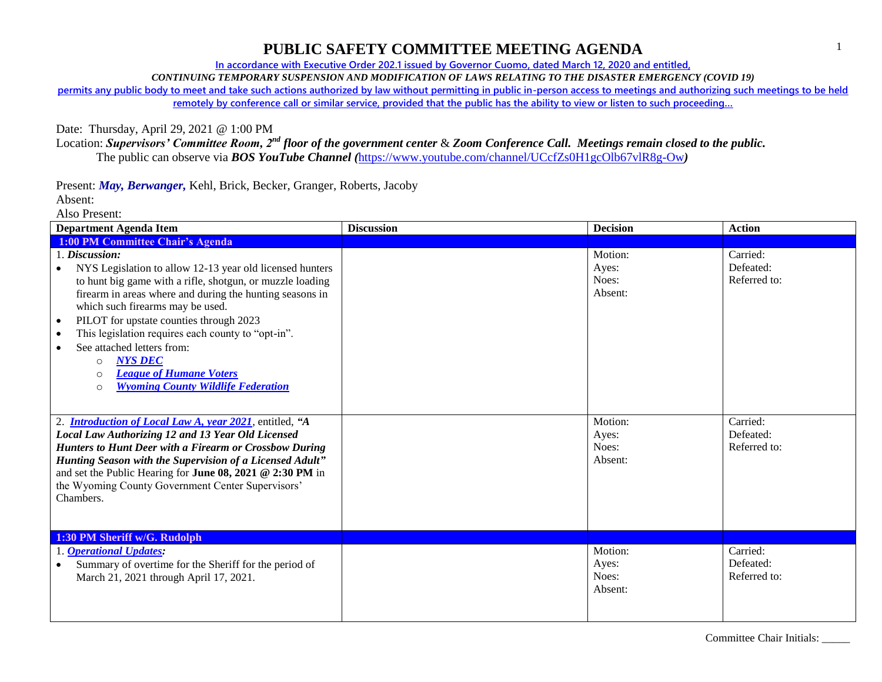# PUBLIC SAFETY COMMITTEE MEETING AGENDA

In accordance with Executive Order 202.1 issued by Governor Cuomo, dated March 12, 2020 and entitled,
*CONTINUING TEMPORARY SUSPENSION AND MODIFICATION OF LAWS RELATING TO THE DISASTER EMERGENCY (COVID 19)*
permits any public body to meet and take such actions authorized by law without permitting in public in-person access to meetings and authorizing such meetings to be held remotely by conference call or similar service, provided that the public has the ability to view or listen to such proceeding…

Date: Thursday, April 29, 2021 @ 1:00 PM
Location: ***Supervisors' Committee Room, 2nd floor of the government center*** & ***Zoom Conference Call. Meetings remain closed to the public.***
The public can observe via ***BOS YouTube Channel (***https://www.youtube.com/channel/UCcfZs0H1gcOlb67vlR8g-Ow***)***

Present: ***May, Berwanger,*** Kehl, Brick, Becker, Granger, Roberts, Jacoby
Absent:
Also Present:

| Department Agenda Item | Discussion | Decision | Action |
|---|---|---|---|
| **1:00 PM Committee Chair's Agenda** | | | |
| 1. ***Discussion:***<br>• NYS Legislation to allow 12-13 year old licensed hunters to hunt big game with a rifle, shotgun, or muzzle loading firearm in areas where and during the hunting seasons in which such firearms may be used.<br>• PILOT for upstate counties through 2023<br>• This legislation requires each county to "opt-in".<br>• See attached letters from:<br>　○ ***NYS DEC***<br>　○ ***League of Humane Voters***<br>　○ ***Wyoming County Wildlife Federation*** | | Motion:<br>Ayes:<br>Noes:<br>Absent: | Carried:<br>Defeated:<br>Referred to: |
| 2. ***Introduction of Local Law A, year 2021***, entitled, ***"A Local Law Authorizing 12 and 13 Year Old Licensed Hunters to Hunt Deer with a Firearm or Crossbow During Hunting Season with the Supervision of a Licensed Adult"*** and set the Public Hearing for **June 08, 2021 @ 2:30 PM** in the Wyoming County Government Center Supervisors' Chambers. | | Motion:<br>Ayes:<br>Noes:<br>Absent: | Carried:<br>Defeated:<br>Referred to: |
| **1:30 PM Sheriff w/G. Rudolph** | | | |
| 1. ***Operational Updates:***<br>• Summary of overtime for the Sheriff for the period of March 21, 2021 through April 17, 2021. | | Motion:<br>Ayes:<br>Noes:<br>Absent: | Carried:<br>Defeated:<br>Referred to: |

Committee Chair Initials: _____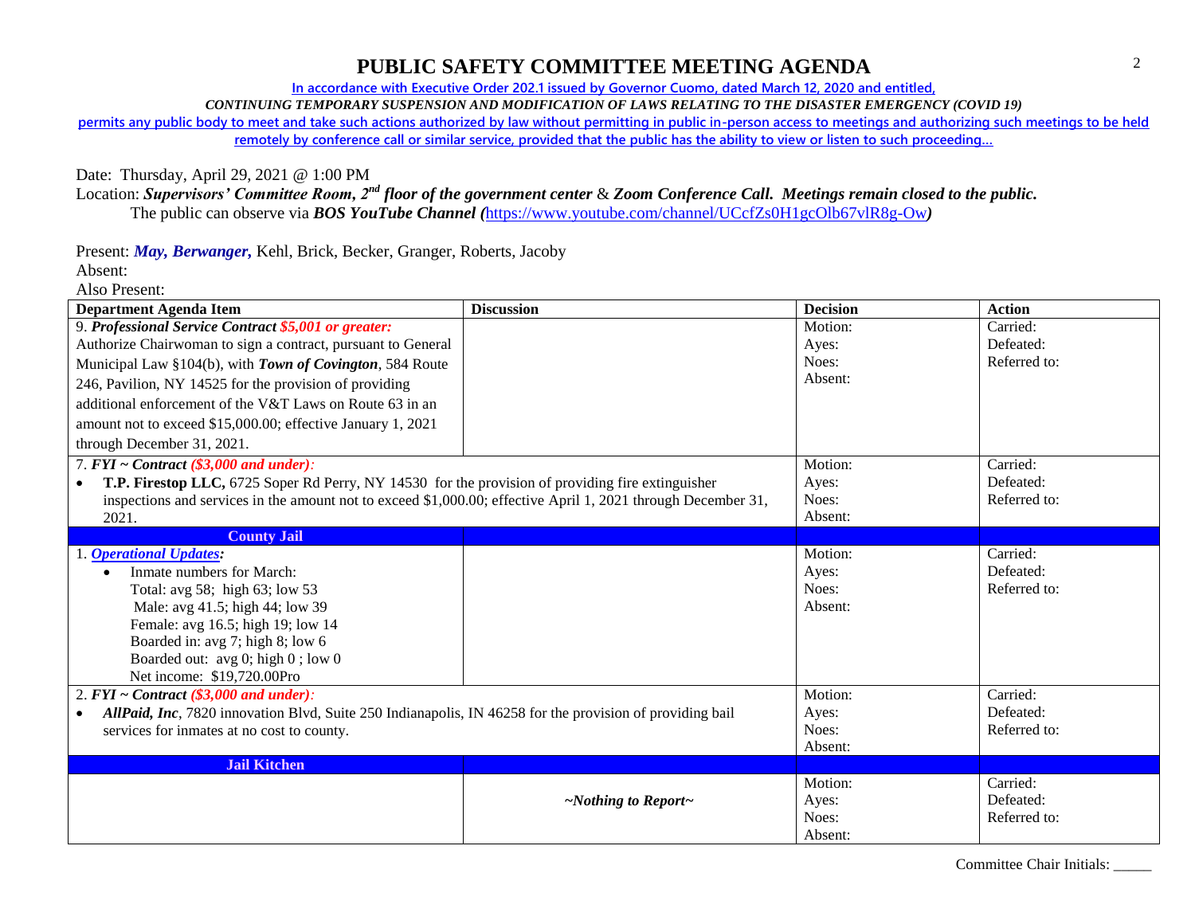# PUBLIC SAFETY COMMITTEE MEETING AGENDA

In accordance with Executive Order 202.1 issued by Governor Cuomo, dated March 12, 2020 and entitled,

*CONTINUING TEMPORARY SUSPENSION AND MODIFICATION OF LAWS RELATING TO THE DISASTER EMERGENCY (COVID 19)*

permits any public body to meet and take such actions authorized by law without permitting in public in-person access to meetings and authorizing such meetings to be held remotely by conference call or similar service, provided that the public has the ability to view or listen to such proceeding…

Date: Thursday, April 29, 2021 @ 1:00 PM

Location: ***Supervisors' Committee Room, 2nd floor of the government center*** & ***Zoom Conference Call. Meetings remain closed to the public.***
The public can observe via ***BOS YouTube Channel (***https://www.youtube.com/channel/UCcfZs0H1gcOlb67vlR8g-Ow***)***

Present: ***May, Berwanger,*** Kehl, Brick, Becker, Granger, Roberts, Jacoby

Absent:

Also Present:

| Department Agenda Item | Discussion | Decision | Action |
|---|---|---|---|
| 9. ***Professional Service Contract $5,001 or greater:*** Authorize Chairwoman to sign a contract, pursuant to General Municipal Law §104(b), with ***Town of Covington***, 584 Route 246, Pavilion, NY 14525 for the provision of providing additional enforcement of the V&T Laws on Route 63 in an amount not to exceed $15,000.00; effective January 1, 2021 through December 31, 2021. | | Motion: Ayes: Noes: Absent: | Carried: Defeated: Referred to: |
| 7. ***FYI ~ Contract ($3,000 and under):*** • **T.P. Firestop LLC,** 6725 Soper Rd Perry, NY 14530 for the provision of providing fire extinguisher inspections and services in the amount not to exceed $1,000.00; effective April 1, 2021 through December 31, 2021. | | Motion: Ayes: Noes: Absent: | Carried: Defeated: Referred to: |
| **County Jail** | | | |
| 1. ***Operational Updates:*** • Inmate numbers for March: Total: avg 58; high 63; low 53 Male: avg 41.5; high 44; low 39 Female: avg 16.5; high 19; low 14 Boarded in: avg 7; high 8; low 6 Boarded out: avg 0; high 0 ; low 0 Net income: $19,720.00Pro | | Motion: Ayes: Noes: Absent: | Carried: Defeated: Referred to: |
| 2. ***FYI ~ Contract ($3,000 and under):*** • ***AllPaid, Inc***, 7820 innovation Blvd, Suite 250 Indianapolis, IN 46258 for the provision of providing bail services for inmates at no cost to county. | | Motion: Ayes: Noes: Absent: | Carried: Defeated: Referred to: |
| **Jail Kitchen** | | | |
| | ***~Nothing to Report~*** | Motion: Ayes: Noes: Absent: | Carried: Defeated: Referred to: |

Committee Chair Initials: _____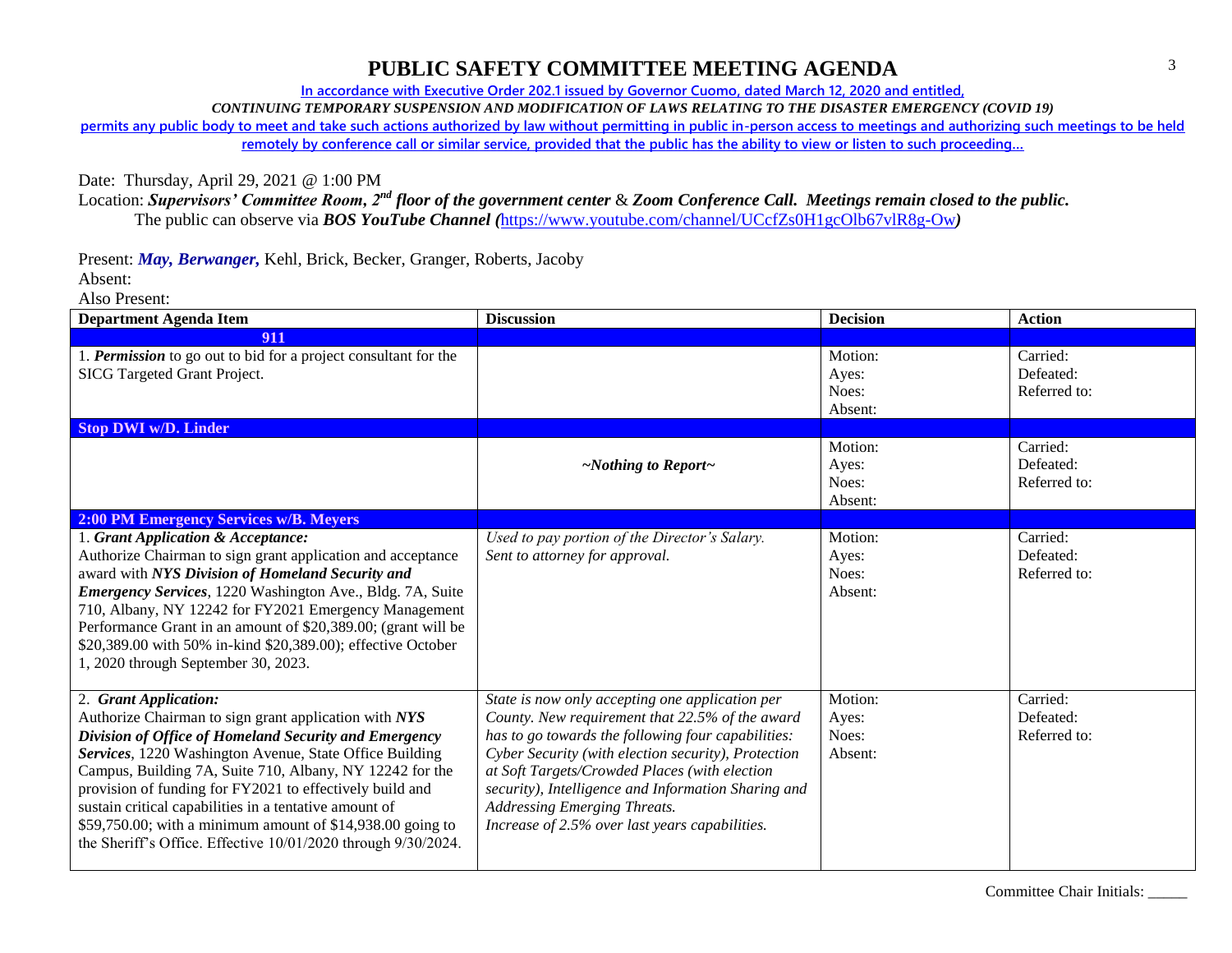# PUBLIC SAFETY COMMITTEE MEETING AGENDA

**In accordance with Executive Order 202.1 issued by Governor Cuomo, dated March 12, 2020 and entitled,**

***CONTINUING TEMPORARY SUSPENSION AND MODIFICATION OF LAWS RELATING TO THE DISASTER EMERGENCY (COVID 19)***

**permits any public body to meet and take such actions authorized by law without permitting in public in-person access to meetings and authorizing such meetings to be held remotely by conference call or similar service, provided that the public has the ability to view or listen to such proceeding…**

Date: Thursday, April 29, 2021 @ 1:00 PM

Location: ***Supervisors' Committee Room, 2nd floor of the government center*** & ***Zoom Conference Call. Meetings remain closed to the public.***
The public can observe via ***BOS YouTube Channel (***https://www.youtube.com/channel/UCcfZs0H1gcOlb67vlR8g-Ow***)***

Present: ***May, Berwanger,*** Kehl, Brick, Becker, Granger, Roberts, Jacoby

Absent:

Also Present:

| Department Agenda Item | Discussion | Decision | Action |
|---|---|---|---|
| **911** | | | |
| 1. ***Permission*** to go out to bid for a project consultant for the SICG Targeted Grant Project. | | Motion:<br>Ayes:<br>Noes:<br>Absent: | Carried:<br>Defeated:<br>Referred to: |
| **Stop DWI w/D. Linder** | | | |
| | ***~Nothing to Report~*** | Motion:<br>Ayes:<br>Noes:<br>Absent: | Carried:<br>Defeated:<br>Referred to: |
| **2:00 PM Emergency Services w/B. Meyers** | | | |
| 1. ***Grant Application & Acceptance:***<br>Authorize Chairman to sign grant application and acceptance award with ***NYS Division of Homeland Security and Emergency Services***, 1220 Washington Ave., Bldg. 7A, Suite 710, Albany, NY 12242 for FY2021 Emergency Management Performance Grant in an amount of $20,389.00; (grant will be $20,389.00 with 50% in-kind $20,389.00); effective October 1, 2020 through September 30, 2023. | *Used to pay portion of the Director's Salary. Sent to attorney for approval.* | Motion:<br>Ayes:<br>Noes:<br>Absent: | Carried:<br>Defeated:<br>Referred to: |
| 2. ***Grant Application:***<br>Authorize Chairman to sign grant application with ***NYS Division of Office of Homeland Security and Emergency Services***, 1220 Washington Avenue, State Office Building Campus, Building 7A, Suite 710, Albany, NY 12242 for the provision of funding for FY2021 to effectively build and sustain critical capabilities in a tentative amount of $59,750.00; with a minimum amount of $14,938.00 going to the Sheriff's Office. Effective 10/01/2020 through 9/30/2024. | *State is now only accepting one application per County. New requirement that 22.5% of the award has to go towards the following four capabilities: Cyber Security (with election security), Protection at Soft Targets/Crowded Places (with election security), Intelligence and Information Sharing and Addressing Emerging Threats.*<br>*Increase of 2.5% over last years capabilities.* | Motion:<br>Ayes:<br>Noes:<br>Absent: | Carried:<br>Defeated:<br>Referred to: |

Committee Chair Initials: _____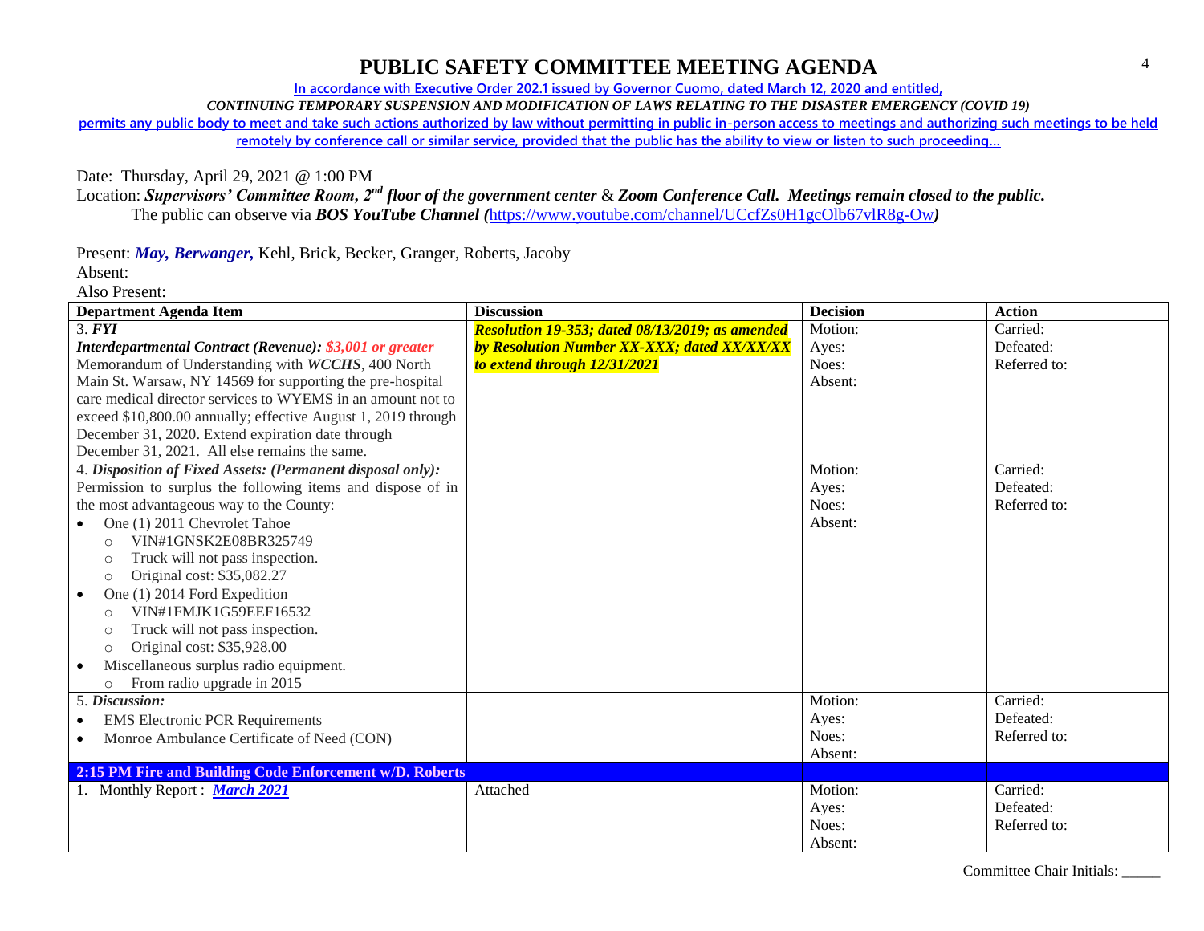# PUBLIC SAFETY COMMITTEE MEETING AGENDA

In accordance with Executive Order 202.1 issued by Governor Cuomo, dated March 12, 2020 and entitled,

*CONTINUING TEMPORARY SUSPENSION AND MODIFICATION OF LAWS RELATING TO THE DISASTER EMERGENCY (COVID 19)*

permits any public body to meet and take such actions authorized by law without permitting in public in-person access to meetings and authorizing such meetings to be held remotely by conference call or similar service, provided that the public has the ability to view or listen to such proceeding…

Date: Thursday, April 29, 2021 @ 1:00 PM

Location: ***Supervisors' Committee Room, 2nd floor of the government center*** & ***Zoom Conference Call. Meetings remain closed to the public.***

The public can observe via ***BOS YouTube Channel (***https://www.youtube.com/channel/UCcfZs0H1gcOlb67vlR8g-Ow***)***

Present: ***May, Berwanger,*** Kehl, Brick, Becker, Granger, Roberts, Jacoby

Absent:

Also Present:

| Department Agenda Item | Discussion | Decision | Action |
|---|---|---|---|
| 3. ***FYI***<br>***Interdepartmental Contract (Revenue): $3,001 or greater***<br>Memorandum of Understanding with ***WCCHS***, 400 North Main St. Warsaw, NY 14569 for supporting the pre-hospital care medical director services to WYEMS in an amount not to exceed $10,800.00 annually; effective August 1, 2019 through December 31, 2020. Extend expiration date through December 31, 2021. All else remains the same. | ***Resolution 19-353; dated 08/13/2019; as amended by Resolution Number XX-XXX; dated XX/XX/XX to extend through 12/31/2021*** | Motion:<br>Ayes:<br>Noes:<br>Absent: | Carried:<br>Defeated:<br>Referred to: |
| 4. ***Disposition of Fixed Assets: (Permanent disposal only):***<br>Permission to surplus the following items and dispose of in the most advantageous way to the County:<br>• One (1) 2011 Chevrolet Tahoe<br>  ○ VIN#1GNSK2E08BR325749<br>  ○ Truck will not pass inspection.<br>  ○ Original cost: $35,082.27<br>• One (1) 2014 Ford Expedition<br>  ○ VIN#1FMJK1G59EEF16532<br>  ○ Truck will not pass inspection.<br>  ○ Original cost: $35,928.00<br>• Miscellaneous surplus radio equipment.<br>  ○ From radio upgrade in 2015 | | Motion:<br>Ayes:<br>Noes:<br>Absent: | Carried:<br>Defeated:<br>Referred to: |
| 5. ***Discussion:***<br>• EMS Electronic PCR Requirements<br>• Monroe Ambulance Certificate of Need (CON) | | Motion:<br>Ayes:<br>Noes:<br>Absent: | Carried:<br>Defeated:<br>Referred to: |
| **2:15 PM Fire and Building Code Enforcement w/D. Roberts** | | | |
| 1. Monthly Report : ***March 2021*** | Attached | Motion:<br>Ayes:<br>Noes:<br>Absent: | Carried:<br>Defeated:<br>Referred to: |

Committee Chair Initials: _____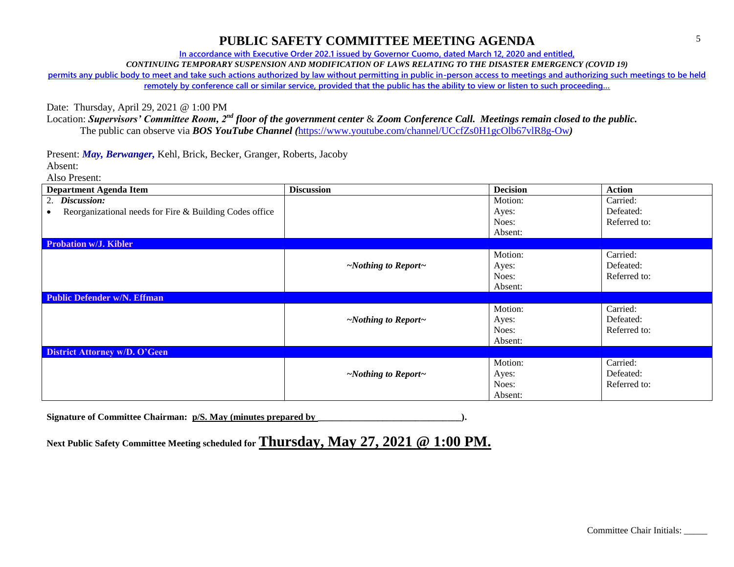# PUBLIC SAFETY COMMITTEE MEETING AGENDA

**In accordance with Executive Order 202.1 issued by Governor Cuomo, dated March 12, 2020 and entitled,**

***CONTINUING TEMPORARY SUSPENSION AND MODIFICATION OF LAWS RELATING TO THE DISASTER EMERGENCY (COVID 19)***

**permits any public body to meet and take such actions authorized by law without permitting in public in-person access to meetings and authorizing such meetings to be held remotely by conference call or similar service, provided that the public has the ability to view or listen to such proceeding…**

Date: Thursday, April 29, 2021 @ 1:00 PM

Location: ***Supervisors' Committee Room, 2nd floor of the government center*** & ***Zoom Conference Call. Meetings remain closed to the public.***

The public can observe via ***BOS YouTube Channel (***https://www.youtube.com/channel/UCcfZs0H1gcOlb67vlR8g-Ow***)***

Present: ***May, Berwanger,*** Kehl, Brick, Becker, Granger, Roberts, Jacoby

Absent:

Also Present:

| Department Agenda Item | Discussion | Decision | Action |
|---|---|---|---|
| 2. ***Discussion:*** <br>• Reorganizational needs for Fire & Building Codes office | | Motion: <br>Ayes: <br>Noes: <br>Absent: | Carried: <br>Defeated: <br>Referred to: |
| **Probation w/J. Kibler** | | | |
| | ***~Nothing to Report~*** | Motion: <br>Ayes: <br>Noes: <br>Absent: | Carried: <br>Defeated: <br>Referred to: |
| **Public Defender w/N. Effman** | | | |
| | ***~Nothing to Report~*** | Motion: <br>Ayes: <br>Noes: <br>Absent: | Carried: <br>Defeated: <br>Referred to: |
| **District Attorney w/D. O'Geen** | | | |
| | ***~Nothing to Report~*** | Motion: <br>Ayes: <br>Noes: <br>Absent: | Carried: <br>Defeated: <br>Referred to: |

**Signature of Committee Chairman: p/S. May (minutes prepared by ______________________________).**

**Next Public Safety Committee Meeting scheduled for Thursday, May 27, 2021 @ 1:00 PM.**

Committee Chair Initials: _____